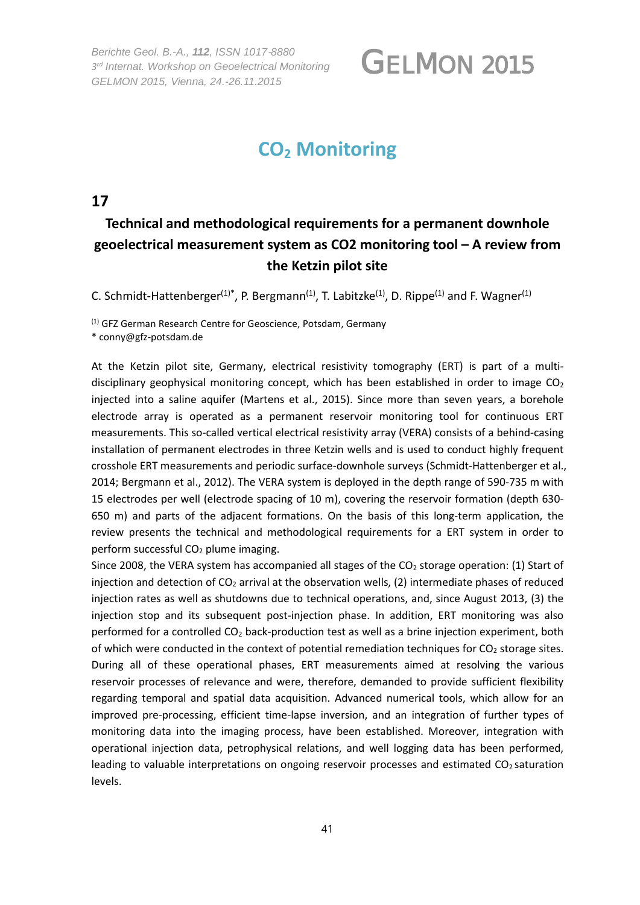# $CO_2$ Monitoring

## 17

## Technical and methodological requirements for a permanent downhole geoelectrical measurement system as CO2 monitoring tool – A review from the Ketzin pilot site

C. Schmidt-Hattenberger[(1)*], P. Bergmann[(1)], T. Labitzke[(1)], D. Rippe[(1)] and F. Wagner[(1)]

[(1)] GFZ German Research Centre for Geoscience, Potsdam, Germany
\* conny@gfz-potsdam.de

At the Ketzin pilot site, Germany, electrical resistivity tomography (ERT) is part of a multi-disciplinary geophysical monitoring concept, which has been established in order to image $CO_2$ injected into a saline aquifer (Martens et al., 2015). Since more than seven years, a borehole electrode array is operated as a permanent reservoir monitoring tool for continuous ERT measurements. This so-called vertical electrical resistivity array (VERA) consists of a behind-casing installation of permanent electrodes in three Ketzin wells and is used to conduct highly frequent crosshole ERT measurements and periodic surface-downhole surveys (Schmidt-Hattenberger et al., 2014; Bergmann et al., 2012). The VERA system is deployed in the depth range of 590-735 m with 15 electrodes per well (electrode spacing of 10 m), covering the reservoir formation (depth 630-650 m) and parts of the adjacent formations. On the basis of this long-term application, the review presents the technical and methodological requirements for a ERT system in order to perform successful $CO_2$ plume imaging.

Since 2008, the VERA system has accompanied all stages of the $CO_2$ storage operation: (1) Start of injection and detection of $CO_2$ arrival at the observation wells, (2) intermediate phases of reduced injection rates as well as shutdowns due to technical operations, and, since August 2013, (3) the injection stop and its subsequent post-injection phase. In addition, ERT monitoring was also performed for a controlled $CO_2$ back-production test as well as a brine injection experiment, both of which were conducted in the context of potential remediation techniques for $CO_2$ storage sites. During all of these operational phases, ERT measurements aimed at resolving the various reservoir processes of relevance and were, therefore, demanded to provide sufficient flexibility regarding temporal and spatial data acquisition. Advanced numerical tools, which allow for an improved pre-processing, efficient time-lapse inversion, and an integration of further types of monitoring data into the imaging process, have been established. Moreover, integration with operational injection data, petrophysical relations, and well logging data has been performed, leading to valuable interpretations on ongoing reservoir processes and estimated $CO_2$ saturation levels.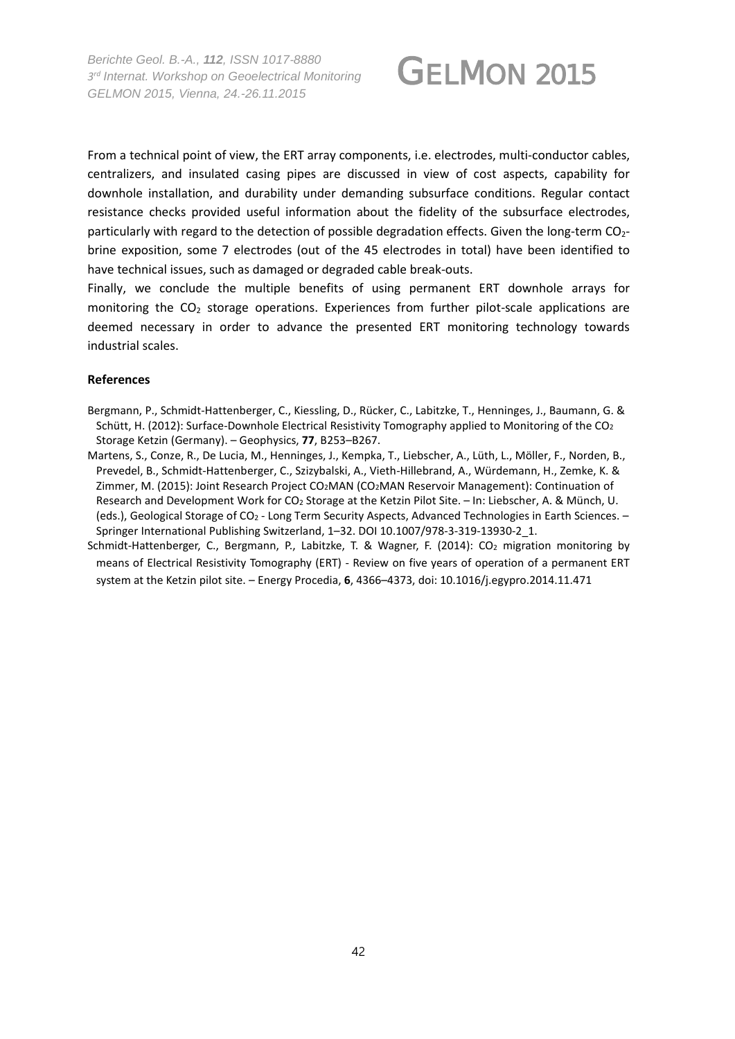From a technical point of view, the ERT array components, i.e. electrodes, multi-conductor cables, centralizers, and insulated casing pipes are discussed in view of cost aspects, capability for downhole installation, and durability under demanding subsurface conditions. Regular contact resistance checks provided useful information about the fidelity of the subsurface electrodes, particularly with regard to the detection of possible degradation effects. Given the long-term $CO_2$-brine exposition, some 7 electrodes (out of the 45 electrodes in total) have been identified to have technical issues, such as damaged or degraded cable break-outs.

Finally, we conclude the multiple benefits of using permanent ERT downhole arrays for monitoring the $CO_2$ storage operations. Experiences from further pilot-scale applications are deemed necessary in order to advance the presented ERT monitoring technology towards industrial scales.

**References**

Bergmann, P., Schmidt-Hattenberger, C., Kiessling, D., Rücker, C., Labitzke, T., Henninges, J., Baumann, G. & Schütt, H. (2012): Surface-Downhole Electrical Resistivity Tomography applied to Monitoring of the $CO_2$ Storage Ketzin (Germany). – Geophysics, **77**, B253–B267.

Martens, S., Conze, R., De Lucia, M., Henninges, J., Kempka, T., Liebscher, A., Lüth, L., Möller, F., Norden, B., Prevedel, B., Schmidt-Hattenberger, C., Szizybalski, A., Vieth-Hillebrand, A., Würdemann, H., Zemke, K. & Zimmer, M. (2015): Joint Research Project $CO_2$MAN ($CO_2$MAN Reservoir Management): Continuation of Research and Development Work for $CO_2$ Storage at the Ketzin Pilot Site. – In: Liebscher, A. & Münch, U. (eds.), Geological Storage of $CO_2$ - Long Term Security Aspects, Advanced Technologies in Earth Sciences. – Springer International Publishing Switzerland, 1–32. DOI 10.1007/978-3-319-13930-2_1.

Schmidt-Hattenberger, C., Bergmann, P., Labitzke, T. & Wagner, F. (2014): $CO_2$ migration monitoring by means of Electrical Resistivity Tomography (ERT) - Review on five years of operation of a permanent ERT system at the Ketzin pilot site. – Energy Procedia, **6**, 4366–4373, doi: 10.1016/j.egypro.2014.11.471